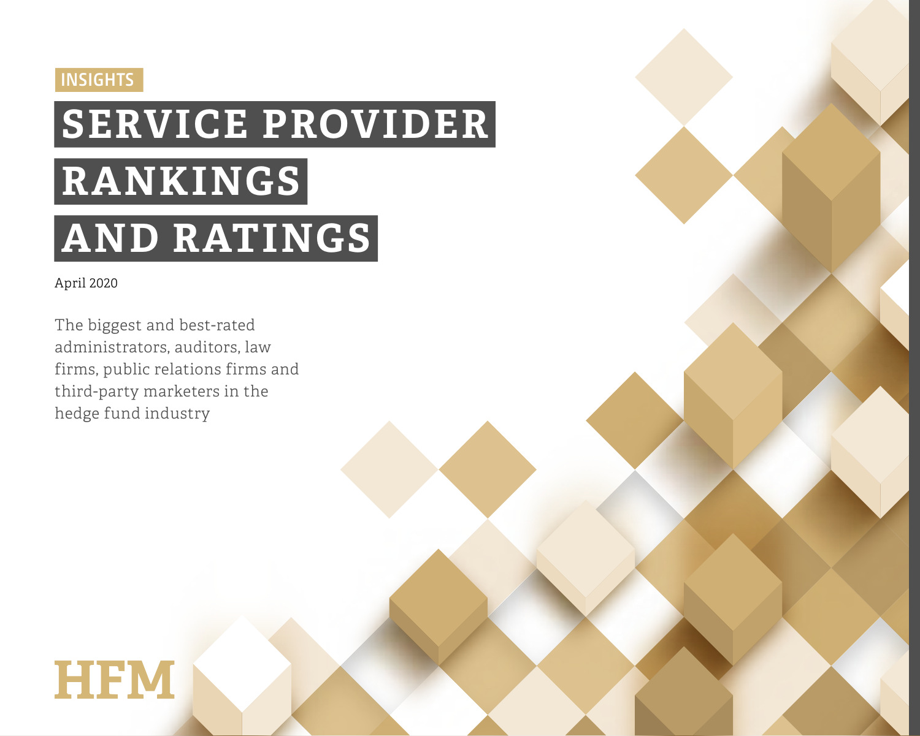INSIGHTS

# SERVICE PROVIDER RANKINGS AND RATINGS

April 2020

The biggest and best-rated administrators, auditors, law firms, public relations firms and third-party marketers in the hedge fund industry

HFM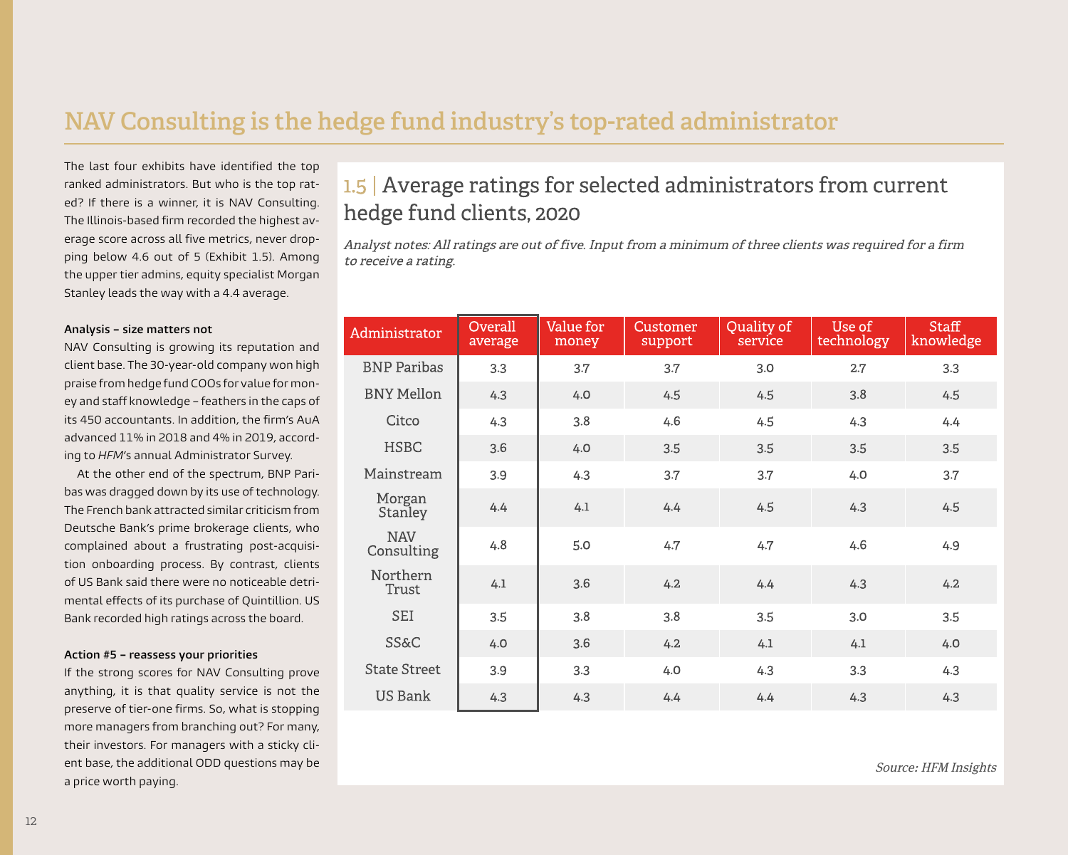# NAV Consulting is the hedge fund industry's top-rated administrator

The last four exhibits have identified the top ranked administrators. But who is the top rated? If there is a winner, it is NAV Consulting. The Illinois-based firm recorded the highest average score across all five metrics, never dropping below 4.6 out of 5 (Exhibit 1.5). Among the upper tier admins, equity specialist Morgan Stanley leads the way with a 4.4 average.

**Analysis – size matters not**

NAV Consulting is growing its reputation and client base. The 30-year-old company won high praise from hedge fund COOs for value for money and staff knowledge – feathers in the caps of its 450 accountants. In addition, the firm's AuA advanced 11% in 2018 and 4% in 2019, according to *HFM*'s annual Administrator Survey.

At the other end of the spectrum, BNP Paribas was dragged down by its use of technology. The French bank attracted similar criticism from Deutsche Bank's prime brokerage clients, who complained about a frustrating post-acquisition onboarding process. By contrast, clients of US Bank said there were no noticeable detrimental effects of its purchase of Quintillion. US Bank recorded high ratings across the board.

**Action #5 – reassess your priorities**

If the strong scores for NAV Consulting prove anything, it is that quality service is not the preserve of tier-one firms. So, what is stopping more managers from branching out? For many, their investors. For managers with a sticky client base, the additional ODD questions may be a price worth paying.

## 1.5 | Average ratings for selected administrators from current hedge fund clients, 2020

*Analyst notes: All ratings are out of five. Input from a minimum of three clients was required for a firm to receive a rating.*

| Administrator | Overall average | Value for money | Customer support | Quality of service | Use of technology | Staff knowledge |
|---|---|---|---|---|---|---|
| BNP Paribas | 3.3 | 3.7 | 3.7 | 3.0 | 2.7 | 3.3 |
| BNY Mellon | 4.3 | 4.0 | 4.5 | 4.5 | 3.8 | 4.5 |
| Citco | 4.3 | 3.8 | 4.6 | 4.5 | 4.3 | 4.4 |
| HSBC | 3.6 | 4.0 | 3.5 | 3.5 | 3.5 | 3.5 |
| Mainstream | 3.9 | 4.3 | 3.7 | 3.7 | 4.0 | 3.7 |
| Morgan Stanley | 4.4 | 4.1 | 4.4 | 4.5 | 4.3 | 4.5 |
| NAV Consulting | 4.8 | 5.0 | 4.7 | 4.7 | 4.6 | 4.9 |
| Northern Trust | 4.1 | 3.6 | 4.2 | 4.4 | 4.3 | 4.2 |
| SEI | 3.5 | 3.8 | 3.8 | 3.5 | 3.0 | 3.5 |
| SS&C | 4.0 | 3.6 | 4.2 | 4.1 | 4.1 | 4.0 |
| State Street | 3.9 | 3.3 | 4.0 | 4.3 | 3.3 | 4.3 |
| US Bank | 4.3 | 4.3 | 4.4 | 4.4 | 4.3 | 4.3 |

*Source: HFM Insights*